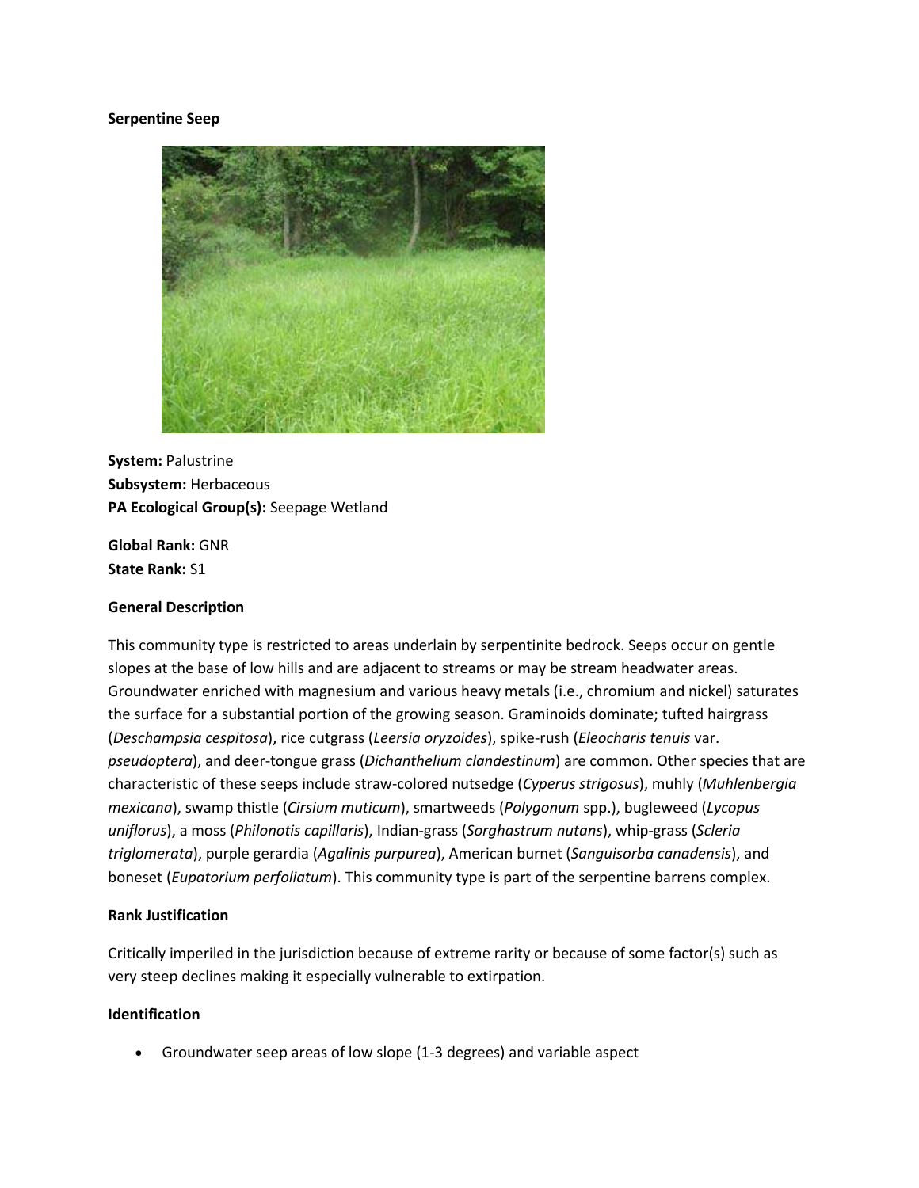**Serpentine Seep**

**System:** Palustrine
**Subsystem:** Herbaceous
**PA Ecological Group(s):** Seepage Wetland

**Global Rank:** GNR
**State Rank:** S1

**General Description**

This community type is restricted to areas underlain by serpentinite bedrock. Seeps occur on gentle slopes at the base of low hills and are adjacent to streams or may be stream headwater areas. Groundwater enriched with magnesium and various heavy metals (i.e., chromium and nickel) saturates the surface for a substantial portion of the growing season. Graminoids dominate; tufted hairgrass (*Deschampsia cespitosa*), rice cutgrass (*Leersia oryzoides*), spike-rush (*Eleocharis tenuis* var. *pseudoptera*), and deer-tongue grass (*Dichanthelium clandestinum*) are common. Other species that are characteristic of these seeps include straw-colored nutsedge (*Cyperus strigosus*), muhly (*Muhlenbergia mexicana*), swamp thistle (*Cirsium muticum*), smartweeds (*Polygonum* spp.), bugleweed (*Lycopus uniflorus*), a moss (*Philonotis capillaris*), Indian-grass (*Sorghastrum nutans*), whip-grass (*Scleria triglomerata*), purple gerardia (*Agalinis purpurea*), American burnet (*Sanguisorba canadensis*), and boneset (*Eupatorium perfoliatum*). This community type is part of the serpentine barrens complex.

**Rank Justification**

Critically imperiled in the jurisdiction because of extreme rarity or because of some factor(s) such as very steep declines making it especially vulnerable to extirpation.

**Identification**

- Groundwater seep areas of low slope (1-3 degrees) and variable aspect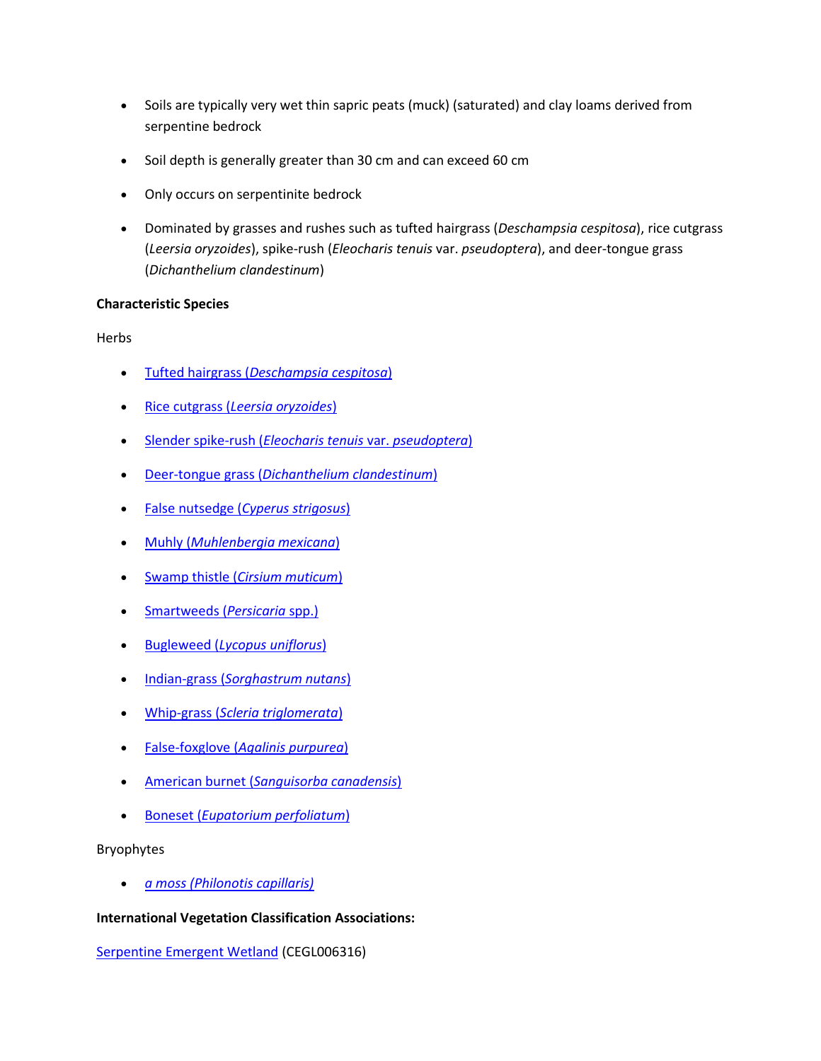- Soils are typically very wet thin sapric peats (muck) (saturated) and clay loams derived from serpentine bedrock
- Soil depth is generally greater than 30 cm and can exceed 60 cm
- Only occurs on serpentinite bedrock
- Dominated by grasses and rushes such as tufted hairgrass (*Deschampsia cespitosa*), rice cutgrass (*Leersia oryzoides*), spike-rush (*Eleocharis tenuis* var. *pseudoptera*), and deer-tongue grass (*Dichanthelium clandestinum*)

**Characteristic Species**

Herbs

- Tufted hairgrass (*Deschampsia cespitosa*)
- Rice cutgrass (*Leersia oryzoides*)
- Slender spike-rush (*Eleocharis tenuis* var. *pseudoptera*)
- Deer-tongue grass (*Dichanthelium clandestinum*)
- False nutsedge (*Cyperus strigosus*)
- Muhly (*Muhlenbergia mexicana*)
- Swamp thistle (*Cirsium muticum*)
- Smartweeds (*Persicaria* spp.)
- Bugleweed (*Lycopus uniflorus*)
- Indian-grass (*Sorghastrum nutans*)
- Whip-grass (*Scleria triglomerata*)
- False-foxglove (*Agalinis purpurea*)
- American burnet (*Sanguisorba canadensis*)
- Boneset (*Eupatorium perfoliatum*)

Bryophytes

- *a moss (Philonotis capillaris)*

**International Vegetation Classification Associations:**

Serpentine Emergent Wetland (CEGL006316)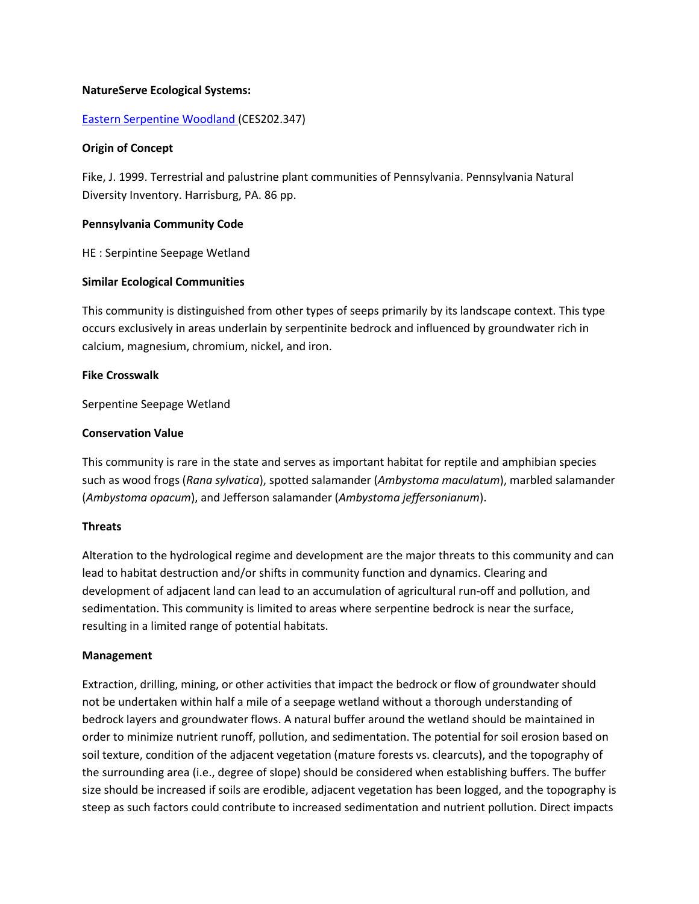**NatureServe Ecological Systems:**

[Eastern Serpentine Woodland](Eastern Serpentine Woodland) (CES202.347)

**Origin of Concept**

Fike, J. 1999. Terrestrial and palustrine plant communities of Pennsylvania. Pennsylvania Natural Diversity Inventory. Harrisburg, PA. 86 pp.

**Pennsylvania Community Code**

HE : Serpintine Seepage Wetland

**Similar Ecological Communities**

This community is distinguished from other types of seeps primarily by its landscape context. This type occurs exclusively in areas underlain by serpentinite bedrock and influenced by groundwater rich in calcium, magnesium, chromium, nickel, and iron.

**Fike Crosswalk**

Serpentine Seepage Wetland

**Conservation Value**

This community is rare in the state and serves as important habitat for reptile and amphibian species such as wood frogs (*Rana sylvatica*), spotted salamander (*Ambystoma maculatum*), marbled salamander (*Ambystoma opacum*), and Jefferson salamander (*Ambystoma jeffersonianum*).

**Threats**

Alteration to the hydrological regime and development are the major threats to this community and can lead to habitat destruction and/or shifts in community function and dynamics. Clearing and development of adjacent land can lead to an accumulation of agricultural run-off and pollution, and sedimentation. This community is limited to areas where serpentine bedrock is near the surface, resulting in a limited range of potential habitats.

**Management**

Extraction, drilling, mining, or other activities that impact the bedrock or flow of groundwater should not be undertaken within half a mile of a seepage wetland without a thorough understanding of bedrock layers and groundwater flows. A natural buffer around the wetland should be maintained in order to minimize nutrient runoff, pollution, and sedimentation. The potential for soil erosion based on soil texture, condition of the adjacent vegetation (mature forests vs. clearcuts), and the topography of the surrounding area (i.e., degree of slope) should be considered when establishing buffers. The buffer size should be increased if soils are erodible, adjacent vegetation has been logged, and the topography is steep as such factors could contribute to increased sedimentation and nutrient pollution. Direct impacts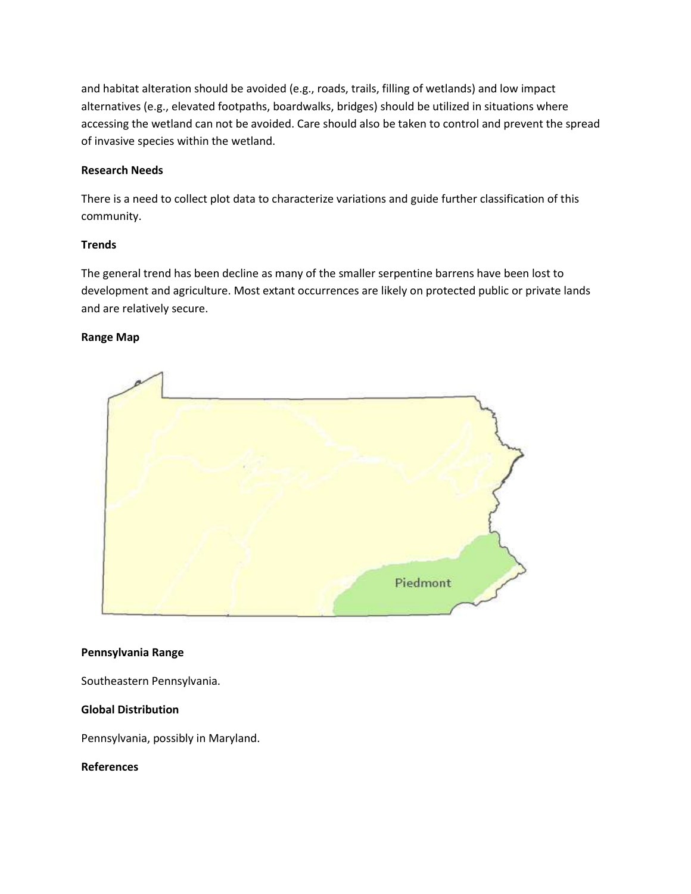and habitat alteration should be avoided (e.g., roads, trails, filling of wetlands) and low impact alternatives (e.g., elevated footpaths, boardwalks, bridges) should be utilized in situations where accessing the wetland can not be avoided. Care should also be taken to control and prevent the spread of invasive species within the wetland.

**Research Needs**

There is a need to collect plot data to characterize variations and guide further classification of this community.

**Trends**

The general trend has been decline as many of the smaller serpentine barrens have been lost to development and agriculture. Most extant occurrences are likely on protected public or private lands and are relatively secure.

**Range Map**

Piedmont

**Pennsylvania Range**

Southeastern Pennsylvania.

**Global Distribution**

Pennsylvania, possibly in Maryland.

**References**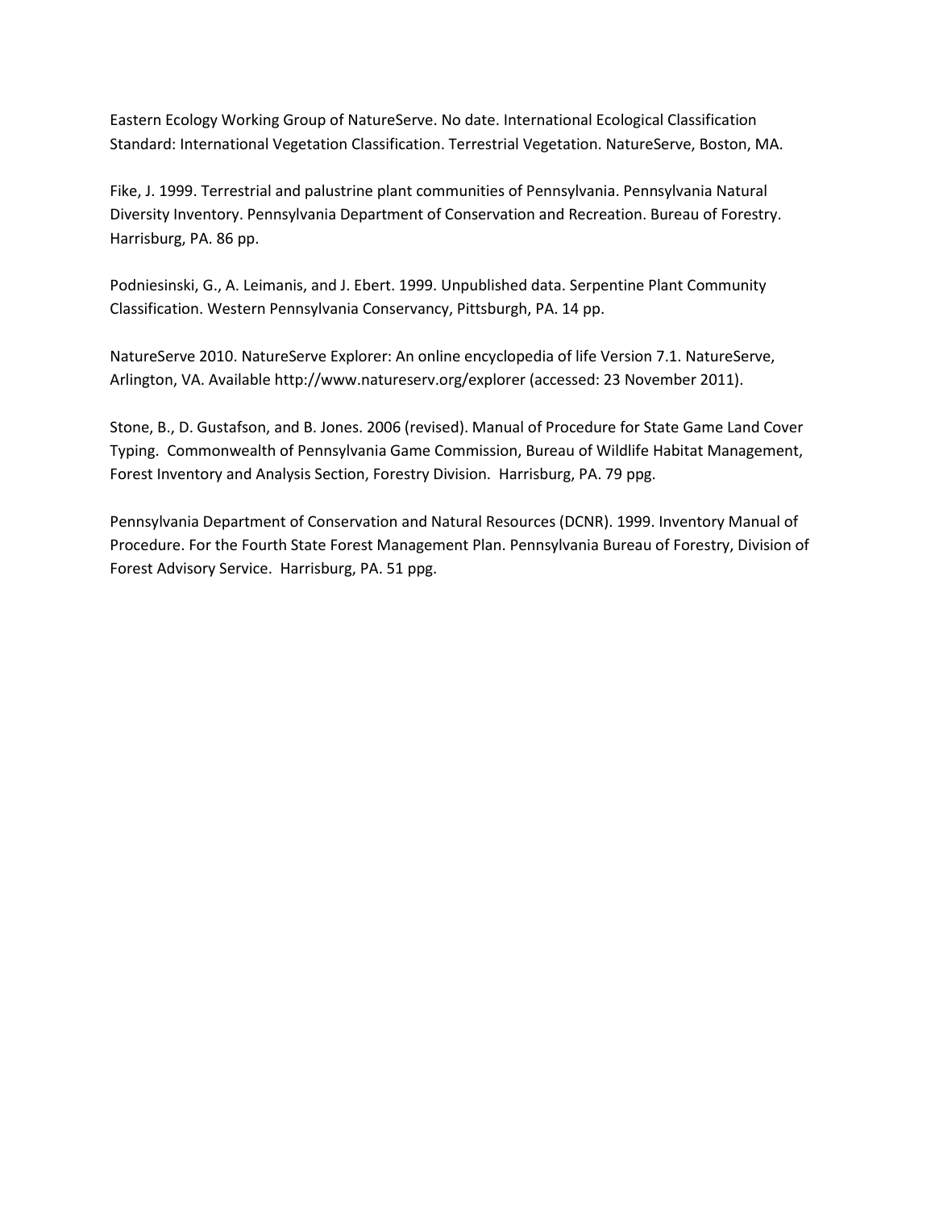Eastern Ecology Working Group of NatureServe. No date. International Ecological Classification Standard: International Vegetation Classification. Terrestrial Vegetation. NatureServe, Boston, MA.

Fike, J. 1999. Terrestrial and palustrine plant communities of Pennsylvania. Pennsylvania Natural Diversity Inventory. Pennsylvania Department of Conservation and Recreation. Bureau of Forestry. Harrisburg, PA. 86 pp.

Podniesinski, G., A. Leimanis, and J. Ebert. 1999. Unpublished data. Serpentine Plant Community Classification. Western Pennsylvania Conservancy, Pittsburgh, PA. 14 pp.

NatureServe 2010. NatureServe Explorer: An online encyclopedia of life Version 7.1. NatureServe, Arlington, VA. Available http://www.natureserv.org/explorer (accessed: 23 November 2011).

Stone, B., D. Gustafson, and B. Jones. 2006 (revised). Manual of Procedure for State Game Land Cover Typing. Commonwealth of Pennsylvania Game Commission, Bureau of Wildlife Habitat Management, Forest Inventory and Analysis Section, Forestry Division. Harrisburg, PA. 79 ppg.

Pennsylvania Department of Conservation and Natural Resources (DCNR). 1999. Inventory Manual of Procedure. For the Fourth State Forest Management Plan. Pennsylvania Bureau of Forestry, Division of Forest Advisory Service. Harrisburg, PA. 51 ppg.